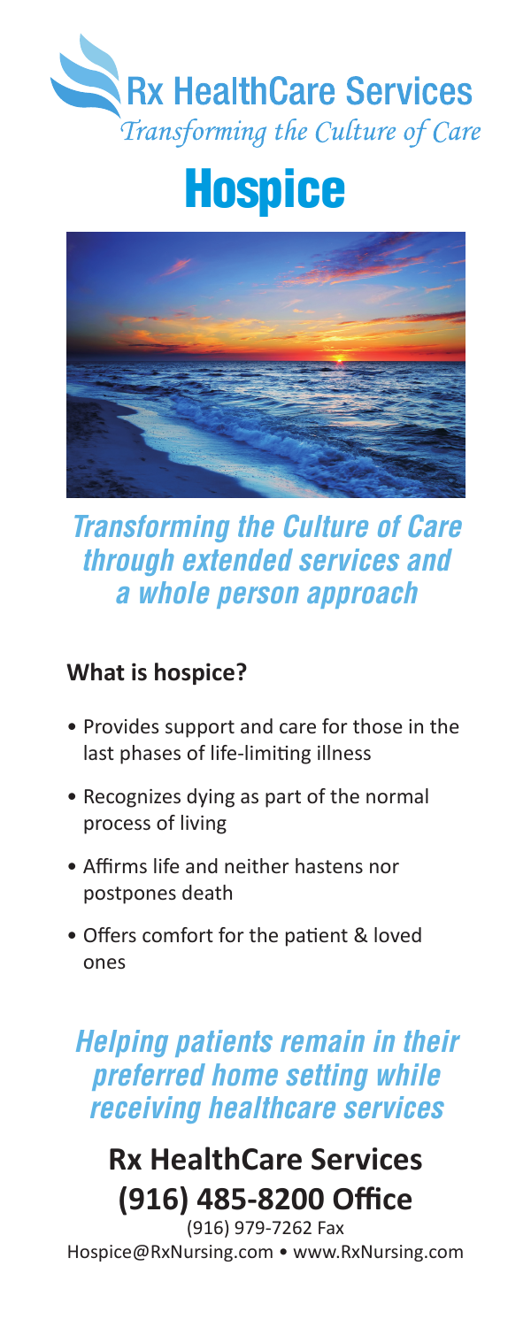Rx HealthCare Services

*Transforming the Culture of Care*

# Hospice

***Transforming the Culture of Care through extended services and a whole person approach***

## What is hospice?

- Provides support and care for those in the last phases of life-limiting illness
- Recognizes dying as part of the normal process of living
- Affirms life and neither hastens nor postpones death
- Offers comfort for the patient & loved ones

***Helping patients remain in their preferred home setting while receiving healthcare services***

## Rx HealthCare Services
## (916) 485-8200 Office

(916) 979-7262 Fax

Hospice@RxNursing.com • www.RxNursing.com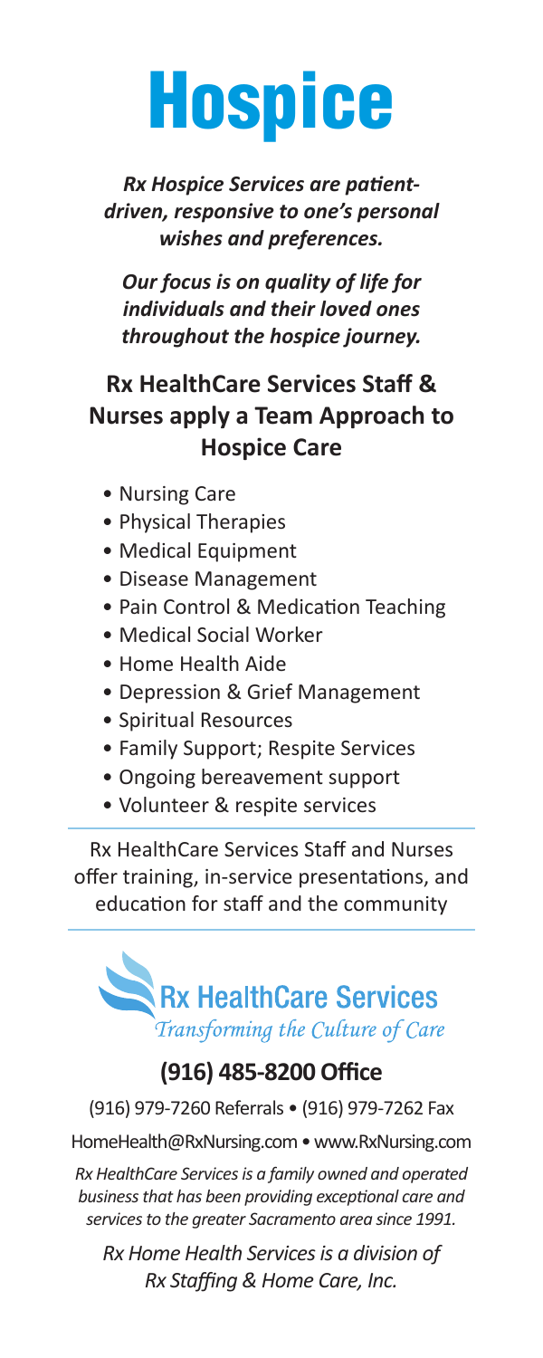# Hospice

***Rx Hospice Services are patient-driven, responsive to one's personal wishes and preferences.***

***Our focus is on quality of life for individuals and their loved ones throughout the hospice journey.***

## Rx HealthCare Services Staff & Nurses apply a Team Approach to Hospice Care

- Nursing Care
- Physical Therapies
- Medical Equipment
- Disease Management
- Pain Control & Medication Teaching
- Medical Social Worker
- Home Health Aide
- Depression & Grief Management
- Spiritual Resources
- Family Support; Respite Services
- Ongoing bereavement support
- Volunteer & respite services

---

Rx HealthCare Services Staff and Nurses offer training, in-service presentations, and education for staff and the community

---

Rx HealthCare Services

*Transforming the Culture of Care*

**(916) 485-8200 Office**

(916) 979-7260 Referrals • (916) 979-7262 Fax

HomeHealth@RxNursing.com • www.RxNursing.com

*Rx HealthCare Services is a family owned and operated business that has been providing exceptional care and services to the greater Sacramento area since 1991.*

*Rx Home Health Services is a division of Rx Staffing & Home Care, Inc.*